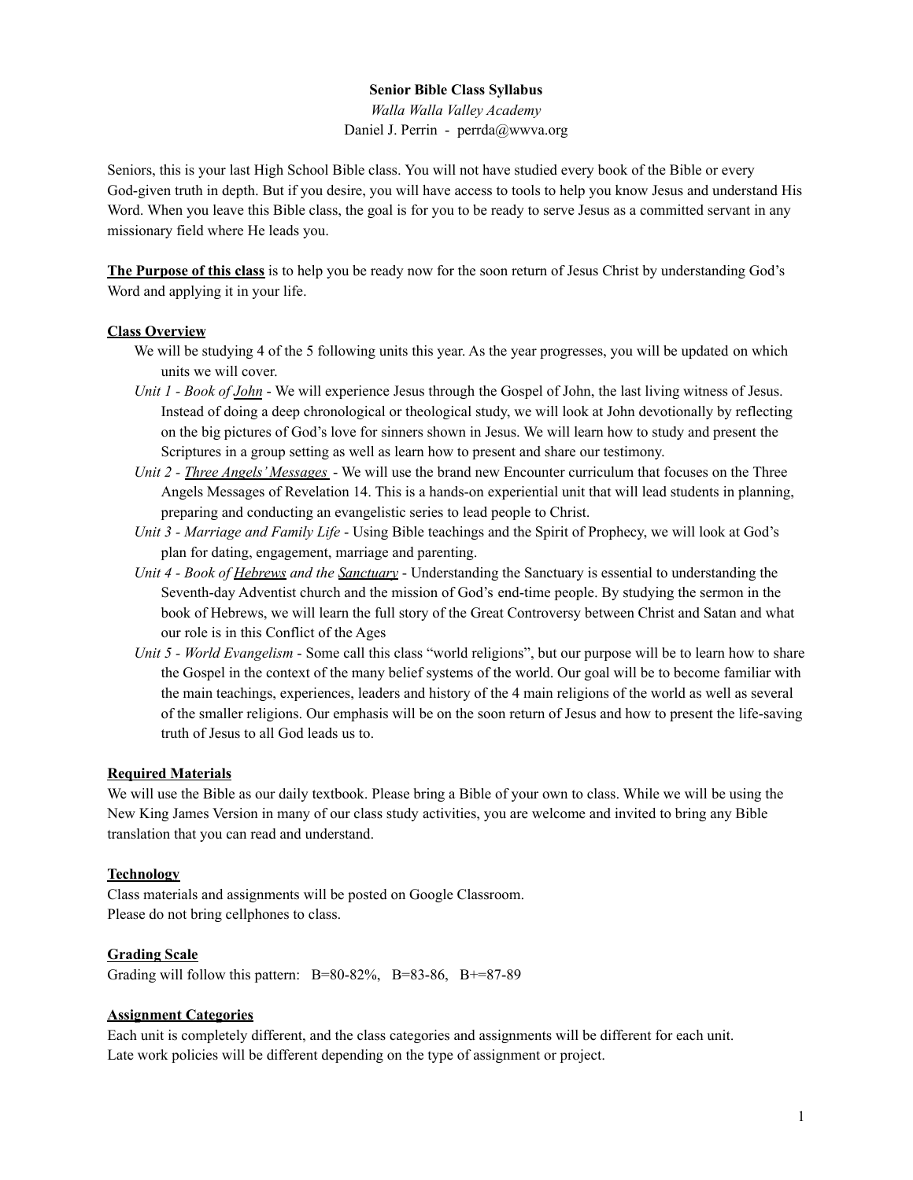**Senior Bible Class Syllabus**

*Walla Walla Valley Academy*

Daniel J. Perrin - perrda@wwva.org

Seniors, this is your last High School Bible class. You will not have studied every book of the Bible or every God-given truth in depth. But if you desire, you will have access to tools to help you know Jesus and understand His Word. When you leave this Bible class, the goal is for you to be ready to serve Jesus as a committed servant in any missionary field where He leads you.

**The Purpose of this class** is to help you be ready now for the soon return of Jesus Christ by understanding God's Word and applying it in your life.

**Class Overview**

We will be studying 4 of the 5 following units this year. As the year progresses, you will be updated on which units we will cover.

*Unit 1 - Book of John* - We will experience Jesus through the Gospel of John, the last living witness of Jesus. Instead of doing a deep chronological or theological study, we will look at John devotionally by reflecting on the big pictures of God's love for sinners shown in Jesus. We will learn how to study and present the Scriptures in a group setting as well as learn how to present and share our testimony.

*Unit 2 - Three Angels' Messages* - We will use the brand new Encounter curriculum that focuses on the Three Angels Messages of Revelation 14. This is a hands-on experiential unit that will lead students in planning, preparing and conducting an evangelistic series to lead people to Christ.

*Unit 3 - Marriage and Family Life* - Using Bible teachings and the Spirit of Prophecy, we will look at God's plan for dating, engagement, marriage and parenting.

*Unit 4 - Book of Hebrews and the Sanctuary* - Understanding the Sanctuary is essential to understanding the Seventh-day Adventist church and the mission of God's end-time people. By studying the sermon in the book of Hebrews, we will learn the full story of the Great Controversy between Christ and Satan and what our role is in this Conflict of the Ages

*Unit 5 - World Evangelism* - Some call this class "world religions", but our purpose will be to learn how to share the Gospel in the context of the many belief systems of the world. Our goal will be to become familiar with the main teachings, experiences, leaders and history of the 4 main religions of the world as well as several of the smaller religions. Our emphasis will be on the soon return of Jesus and how to present the life-saving truth of Jesus to all God leads us to.

**Required Materials**

We will use the Bible as our daily textbook. Please bring a Bible of your own to class. While we will be using the New King James Version in many of our class study activities, you are welcome and invited to bring any Bible translation that you can read and understand.

**Technology**

Class materials and assignments will be posted on Google Classroom.
Please do not bring cellphones to class.

**Grading Scale**

Grading will follow this pattern: B=80-82%, B=83-86, B+=87-89

**Assignment Categories**

Each unit is completely different, and the class categories and assignments will be different for each unit.
Late work policies will be different depending on the type of assignment or project.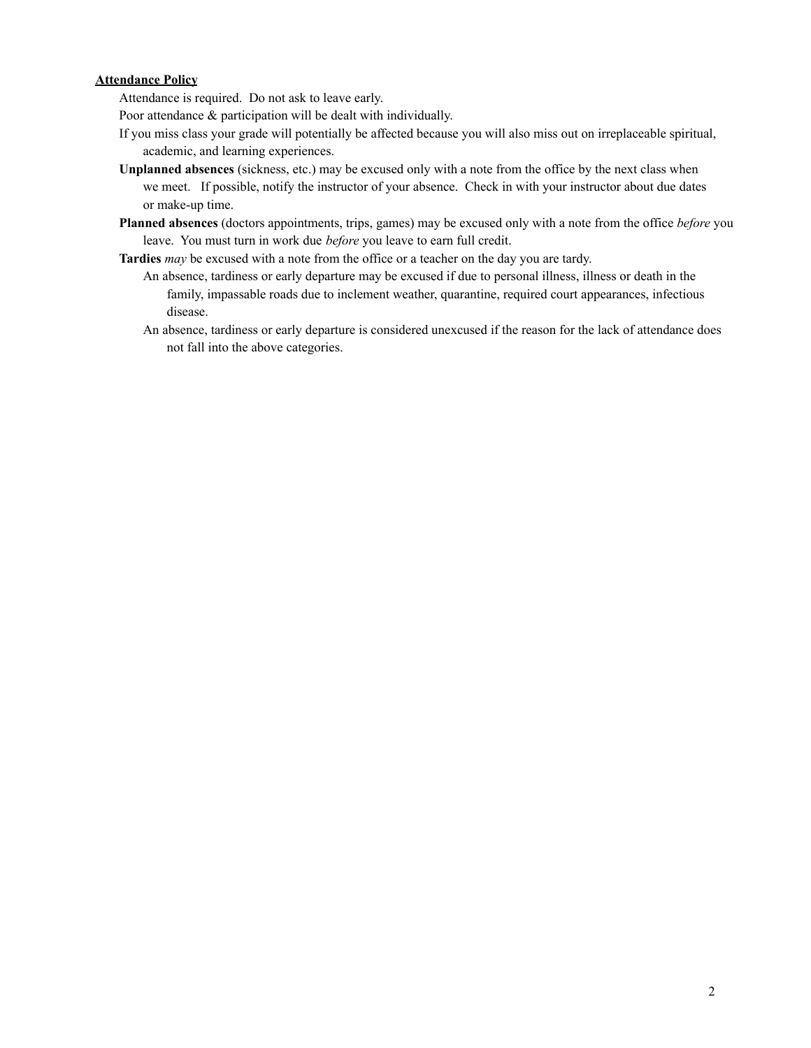**<u>Attendance Policy</u>**

Attendance is required. Do not ask to leave early.

Poor attendance & participation will be dealt with individually.

If you miss class your grade will potentially be affected because you will also miss out on irreplaceable spiritual, academic, and learning experiences.

**Unplanned absences** (sickness, etc.) may be excused only with a note from the office by the next class when we meet. If possible, notify the instructor of your absence. Check in with your instructor about due dates or make-up time.

**Planned absences** (doctors appointments, trips, games) may be excused only with a note from the office *before* you leave. You must turn in work due *before* you leave to earn full credit.

**Tardies** *may* be excused with a note from the office or a teacher on the day you are tardy.

An absence, tardiness or early departure may be excused if due to personal illness, illness or death in the family, impassable roads due to inclement weather, quarantine, required court appearances, infectious disease.

An absence, tardiness or early departure is considered unexcused if the reason for the lack of attendance does not fall into the above categories.